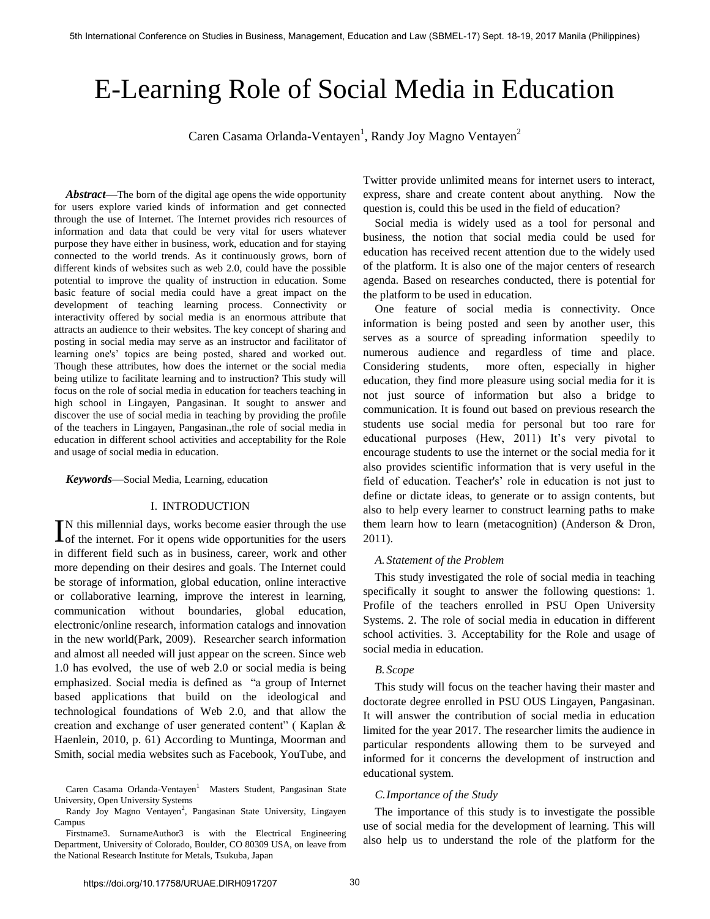# E-Learning Role of Social Media in Education

Caren Casama Orlanda-Ventayen[1], Randy Joy Magno Ventayen[2]

***Abstract*—**The born of the digital age opens the wide opportunity for users explore varied kinds of information and get connected through the use of Internet. The Internet provides rich resources of information and data that could be very vital for users whatever purpose they have either in business, work, education and for staying connected to the world trends. As it continuously grows, born of different kinds of websites such as web 2.0, could have the possible potential to improve the quality of instruction in education. Some basic feature of social media could have a great impact on the development of teaching learning process. Connectivity or interactivity offered by social media is an enormous attribute that attracts an audience to their websites. The key concept of sharing and posting in social media may serve as an instructor and facilitator of learning one's' topics are being posted, shared and worked out. Though these attributes, how does the internet or the social media being utilize to facilitate learning and to instruction? This study will focus on the role of social media in education for teachers teaching in high school in Lingayen, Pangasinan. It sought to answer and discover the use of social media in teaching by providing the profile of the teachers in Lingayen, Pangasinan.,the role of social media in education in different school activities and acceptability for the Role and usage of social media in education.

***Keywords*—**Social Media, Learning, education

## I. INTRODUCTION

IN this millennial days, works become easier through the use of the internet. For it opens wide opportunities for the users in different field such as in business, career, work and other more depending on their desires and goals. The Internet could be storage of information, global education, online interactive or collaborative learning, improve the interest in learning, communication without boundaries, global education, electronic/online research, information catalogs and innovation in the new world(Park, 2009). Researcher search information and almost all needed will just appear on the screen. Since web 1.0 has evolved, the use of web 2.0 or social media is being emphasized. Social media is defined as "a group of Internet based applications that build on the ideological and technological foundations of Web 2.0, and that allow the creation and exchange of user generated content" ( Kaplan & Haenlein, 2010, p. 61) According to Muntinga, Moorman and Smith, social media websites such as Facebook, YouTube, and Twitter provide unlimited means for internet users to interact, express, share and create content about anything. Now the question is, could this be used in the field of education?

Social media is widely used as a tool for personal and business, the notion that social media could be used for education has received recent attention due to the widely used of the platform. It is also one of the major centers of research agenda. Based on researches conducted, there is potential for the platform to be used in education.

One feature of social media is connectivity. Once information is being posted and seen by another user, this serves as a source of spreading information speedily to numerous audience and regardless of time and place. Considering students, more often, especially in higher education, they find more pleasure using social media for it is not just source of information but also a bridge to communication. It is found out based on previous research the students use social media for personal but too rare for educational purposes (Hew, 2011) It's very pivotal to encourage students to use the internet or the social media for it also provides scientific information that is very useful in the field of education. Teacher's' role in education is not just to define or dictate ideas, to generate or to assign contents, but also to help every learner to construct learning paths to make them learn how to learn (metacognition) (Anderson & Dron, 2011).

### *A. Statement of the Problem*

This study investigated the role of social media in teaching specifically it sought to answer the following questions: 1. Profile of the teachers enrolled in PSU Open University Systems. 2. The role of social media in education in different school activities. 3. Acceptability for the Role and usage of social media in education.

### *B. Scope*

This study will focus on the teacher having their master and doctorate degree enrolled in PSU OUS Lingayen, Pangasinan. It will answer the contribution of social media in education limited for the year 2017. The researcher limits the audience in particular respondents allowing them to be surveyed and informed for it concerns the development of instruction and educational system.

### *C. Importance of the Study*

The importance of this study is to investigate the possible use of social media for the development of learning. This will also help us to understand the role of the platform for the

Caren Casama Orlanda-Ventayen[1] Masters Student, Pangasinan State University, Open University Systems

Randy Joy Magno Ventayen[2], Pangasinan State University, Lingayen Campus

Firstname3. SurnameAuthor3 is with the Electrical Engineering Department, University of Colorado, Boulder, CO 80309 USA, on leave from the National Research Institute for Metals, Tsukuba, Japan

https://doi.org/10.17758/URUAE.DIRH0917207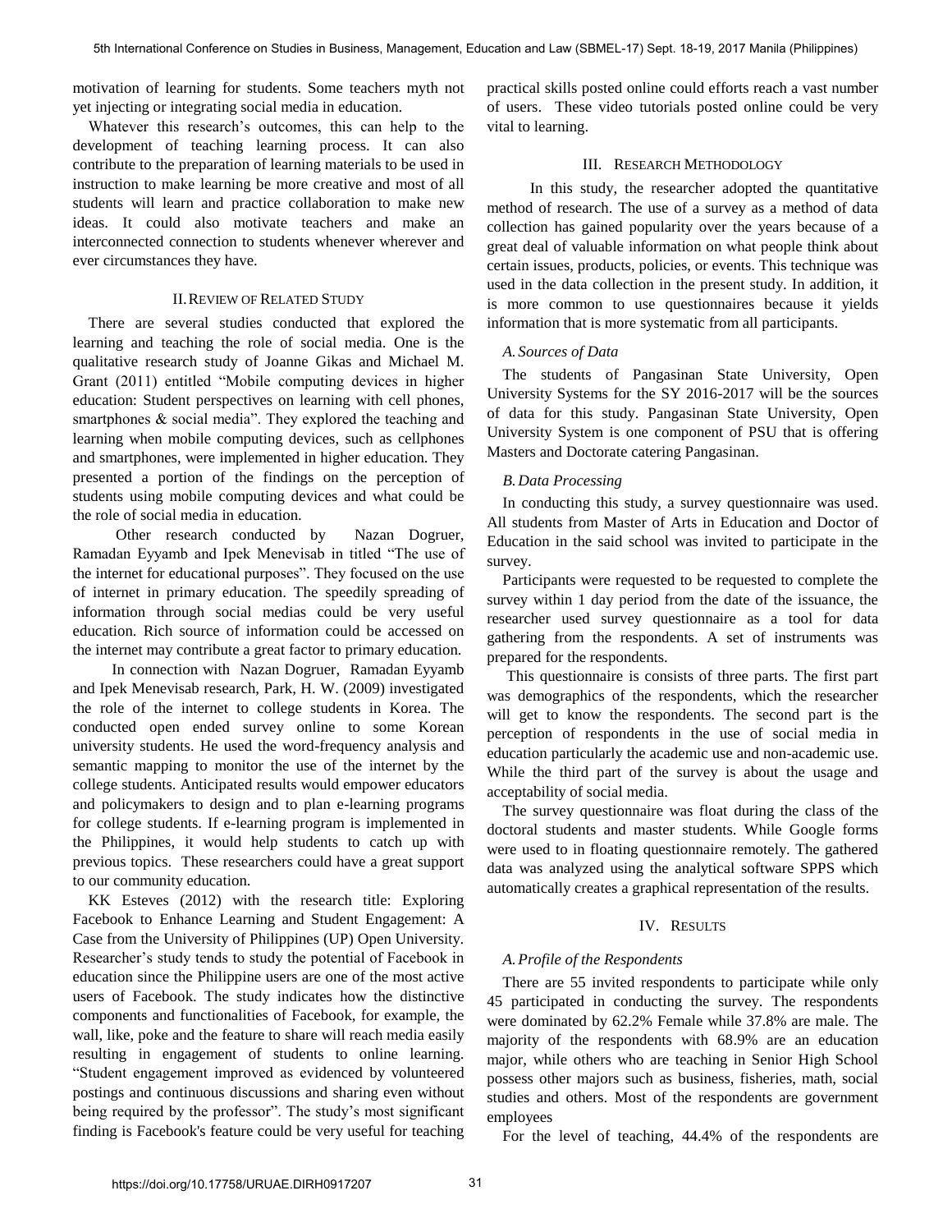motivation of learning for students. Some teachers myth not yet injecting or integrating social media in education.

Whatever this research's outcomes, this can help to the development of teaching learning process. It can also contribute to the preparation of learning materials to be used in instruction to make learning be more creative and most of all students will learn and practice collaboration to make new ideas. It could also motivate teachers and make an interconnected connection to students whenever wherever and ever circumstances they have.

## II. Review of Related Study

There are several studies conducted that explored the learning and teaching the role of social media. One is the qualitative research study of Joanne Gikas and Michael M. Grant (2011) entitled "Mobile computing devices in higher education: Student perspectives on learning with cell phones, smartphones & social media". They explored the teaching and learning when mobile computing devices, such as cellphones and smartphones, were implemented in higher education. They presented a portion of the findings on the perception of students using mobile computing devices and what could be the role of social media in education.

Other research conducted by Nazan Dogruer, Ramadan Eyyamb and Ipek Menevisab in titled "The use of the internet for educational purposes". They focused on the use of internet in primary education. The speedily spreading of information through social medias could be very useful education. Rich source of information could be accessed on the internet may contribute a great factor to primary education.

In connection with Nazan Dogruer, Ramadan Eyyamb and Ipek Menevisab research, Park, H. W. (2009) investigated the role of the internet to college students in Korea. The conducted open ended survey online to some Korean university students. He used the word-frequency analysis and semantic mapping to monitor the use of the internet by the college students. Anticipated results would empower educators and policymakers to design and to plan e-learning programs for college students. If e-learning program is implemented in the Philippines, it would help students to catch up with previous topics. These researchers could have a great support to our community education.

KK Esteves (2012) with the research title: Exploring Facebook to Enhance Learning and Student Engagement: A Case from the University of Philippines (UP) Open University. Researcher's study tends to study the potential of Facebook in education since the Philippine users are one of the most active users of Facebook. The study indicates how the distinctive components and functionalities of Facebook, for example, the wall, like, poke and the feature to share will reach media easily resulting in engagement of students to online learning. "Student engagement improved as evidenced by volunteered postings and continuous discussions and sharing even without being required by the professor". The study's most significant finding is Facebook's feature could be very useful for teaching practical skills posted online could efforts reach a vast number of users. These video tutorials posted online could be very vital to learning.

## III. Research Methodology

In this study, the researcher adopted the quantitative method of research. The use of a survey as a method of data collection has gained popularity over the years because of a great deal of valuable information on what people think about certain issues, products, policies, or events. This technique was used in the data collection in the present study. In addition, it is more common to use questionnaires because it yields information that is more systematic from all participants.

### *A. Sources of Data*

The students of Pangasinan State University, Open University Systems for the SY 2016-2017 will be the sources of data for this study. Pangasinan State University, Open University System is one component of PSU that is offering Masters and Doctorate catering Pangasinan.

### *B. Data Processing*

In conducting this study, a survey questionnaire was used. All students from Master of Arts in Education and Doctor of Education in the said school was invited to participate in the survey.

Participants were requested to be requested to complete the survey within 1 day period from the date of the issuance, the researcher used survey questionnaire as a tool for data gathering from the respondents. A set of instruments was prepared for the respondents.

This questionnaire is consists of three parts. The first part was demographics of the respondents, which the researcher will get to know the respondents. The second part is the perception of respondents in the use of social media in education particularly the academic use and non-academic use. While the third part of the survey is about the usage and acceptability of social media.

The survey questionnaire was float during the class of the doctoral students and master students. While Google forms were used to in floating questionnaire remotely. The gathered data was analyzed using the analytical software SPPS which automatically creates a graphical representation of the results.

## IV. Results

### *A. Profile of the Respondents*

There are 55 invited respondents to participate while only 45 participated in conducting the survey. The respondents were dominated by 62.2% Female while 37.8% are male. The majority of the respondents with 68.9% are an education major, while others who are teaching in Senior High School possess other majors such as business, fisheries, math, social studies and others. Most of the respondents are government employees

For the level of teaching, 44.4% of the respondents are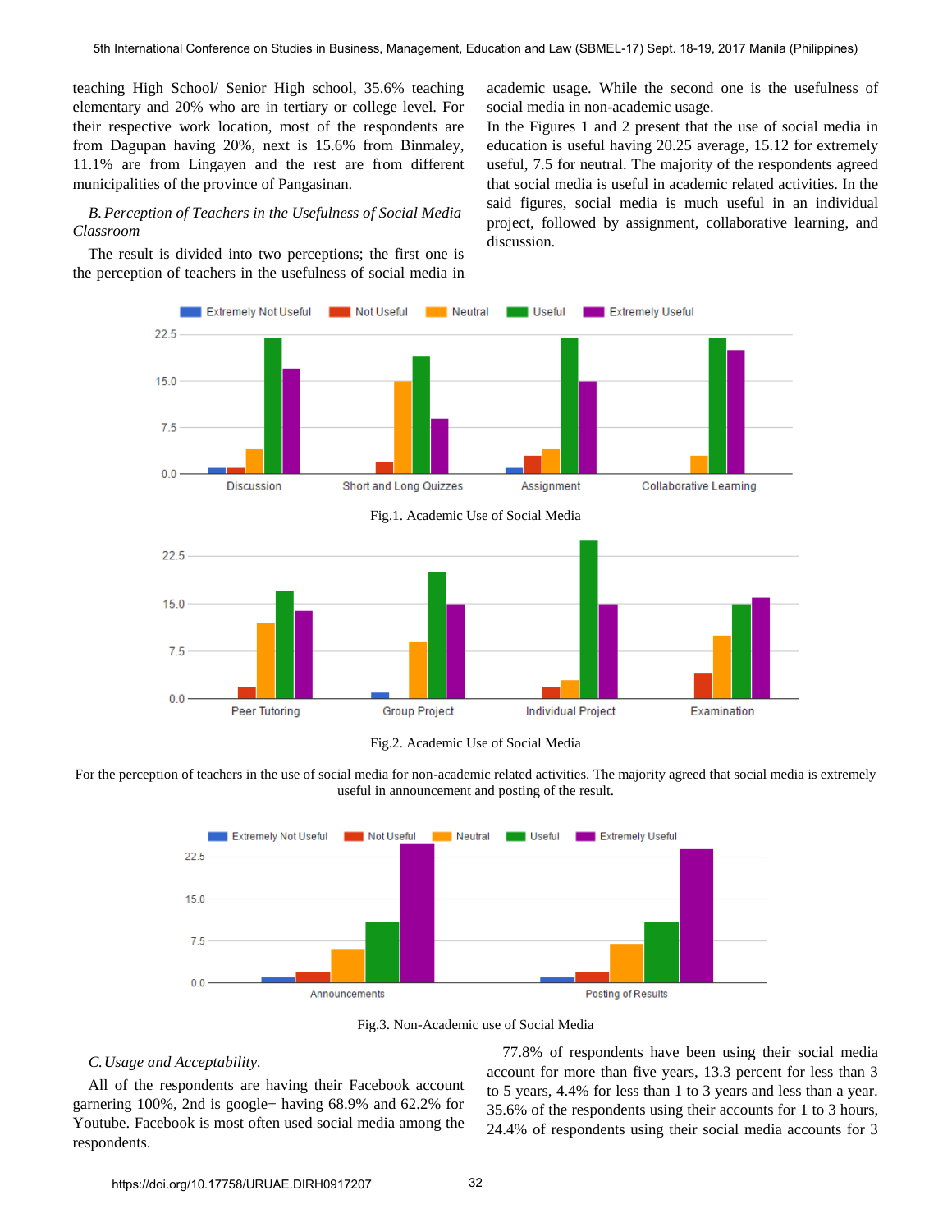teaching High School/ Senior High school, 35.6% teaching elementary and 20% who are in tertiary or college level. For their respective work location, most of the respondents are from Dagupan having 20%, next is 15.6% from Binmaley, 11.1% are from Lingayen and the rest are from different municipalities of the province of Pangasinan.

*B. Perception of Teachers in the Usefulness of Social Media Classroom*

The result is divided into two perceptions; the first one is the perception of teachers in the usefulness of social media in academic usage. While the second one is the usefulness of social media in non-academic usage.

In the Figures 1 and 2 present that the use of social media in education is useful having 20.25 average, 15.12 for extremely useful, 7.5 for neutral. The majority of the respondents agreed that social media is useful in academic related activities. In the said figures, social media is much useful in an individual project, followed by assignment, collaborative learning, and discussion.

Fig.1. Academic Use of Social Media

Fig.2. Academic Use of Social Media

For the perception of teachers in the use of social media for non-academic related activities. The majority agreed that social media is extremely useful in announcement and posting of the result.

Fig.3. Non-Academic use of Social Media

*C. Usage and Acceptability.*

All of the respondents are having their Facebook account garnering 100%, 2nd is google+ having 68.9% and 62.2% for Youtube. Facebook is most often used social media among the respondents.

77.8% of respondents have been using their social media account for more than five years, 13.3 percent for less than 3 to 5 years, 4.4% for less than 1 to 3 years and less than a year. 35.6% of the respondents using their accounts for 1 to 3 hours, 24.4% of respondents using their social media accounts for 3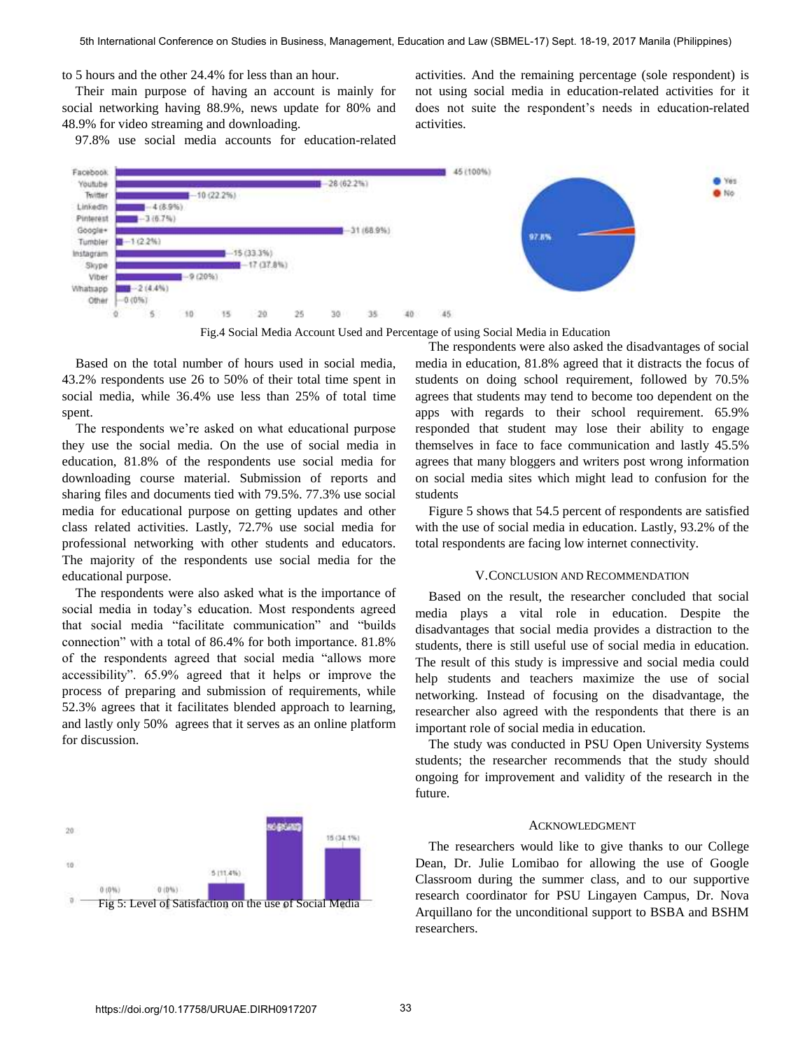to 5 hours and the other 24.4% for less than an hour.

Their main purpose of having an account is mainly for social networking having 88.9%, news update for 80% and 48.9% for video streaming and downloading.

97.8% use social media accounts for education-related activities. And the remaining percentage (sole respondent) is not using social media in education-related activities for it does not suite the respondent's needs in education-related activities.

Fig.4 Social Media Account Used and Percentage of using Social Media in Education

Based on the total number of hours used in social media, 43.2% respondents use 26 to 50% of their total time spent in social media, while 36.4% use less than 25% of total time spent.

The respondents we're asked on what educational purpose they use the social media. On the use of social media in education, 81.8% of the respondents use social media for downloading course material. Submission of reports and sharing files and documents tied with 79.5%. 77.3% use social media for educational purpose on getting updates and other class related activities. Lastly, 72.7% use social media for professional networking with other students and educators. The majority of the respondents use social media for the educational purpose.

The respondents were also asked what is the importance of social media in today's education. Most respondents agreed that social media "facilitate communication" and "builds connection" with a total of 86.4% for both importance. 81.8% of the respondents agreed that social media "allows more accessibility". 65.9% agreed that it helps or improve the process of preparing and submission of requirements, while 52.3% agrees that it facilitates blended approach to learning, and lastly only 50% agrees that it serves as an online platform for discussion.

Fig 5: Level of Satisfaction on the use of Social Media

The respondents were also asked the disadvantages of social media in education, 81.8% agreed that it distracts the focus of students on doing school requirement, followed by 70.5% agrees that students may tend to become too dependent on the apps with regards to their school requirement. 65.9% responded that student may lose their ability to engage themselves in face to face communication and lastly 45.5% agrees that many bloggers and writers post wrong information on social media sites which might lead to confusion for the students

Figure 5 shows that 54.5 percent of respondents are satisfied with the use of social media in education. Lastly, 93.2% of the total respondents are facing low internet connectivity.

## V. Conclusion and Recommendation

Based on the result, the researcher concluded that social media plays a vital role in education. Despite the disadvantages that social media provides a distraction to the students, there is still useful use of social media in education. The result of this study is impressive and social media could help students and teachers maximize the use of social networking. Instead of focusing on the disadvantage, the researcher also agreed with the respondents that there is an important role of social media in education.

The study was conducted in PSU Open University Systems students; the researcher recommends that the study should ongoing for improvement and validity of the research in the future.

## Acknowledgment

The researchers would like to give thanks to our College Dean, Dr. Julie Lomibao for allowing the use of Google Classroom during the summer class, and to our supportive research coordinator for PSU Lingayen Campus, Dr. Nova Arquillano for the unconditional support to BSBA and BSHM researchers.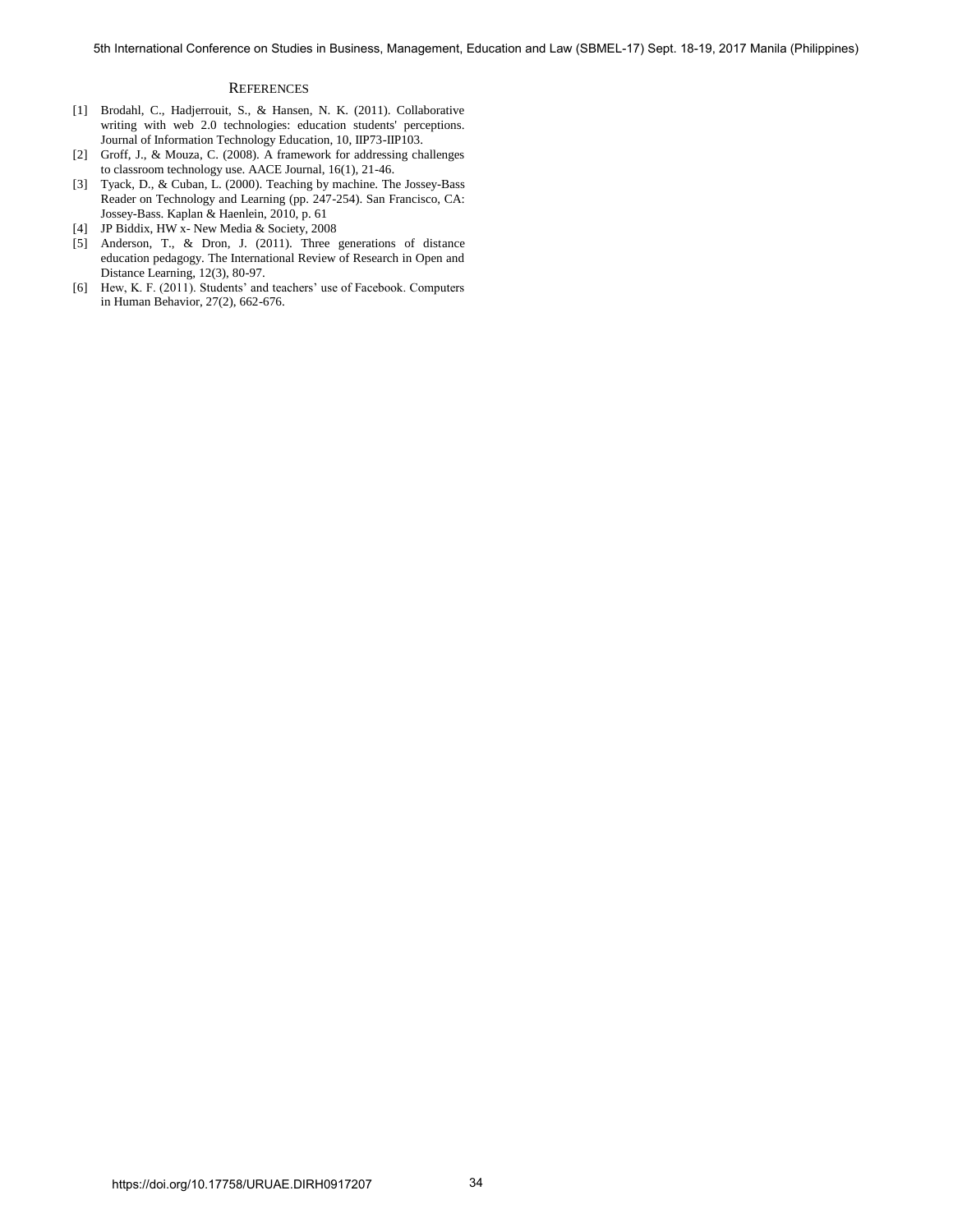## REFERENCES

[1] Brodahl, C., Hadjerrouit, S., & Hansen, N. K. (2011). Collaborative writing with web 2.0 technologies: education students' perceptions. Journal of Information Technology Education, 10, IIP73-IIP103.

[2] Groff, J., & Mouza, C. (2008). A framework for addressing challenges to classroom technology use. AACE Journal, 16(1), 21-46.

[3] Tyack, D., & Cuban, L. (2000). Teaching by machine. The Jossey-Bass Reader on Technology and Learning (pp. 247-254). San Francisco, CA: Jossey-Bass. Kaplan & Haenlein, 2010, p. 61

[4] JP Biddix, HW x- New Media & Society, 2008

[5] Anderson, T., & Dron, J. (2011). Three generations of distance education pedagogy. The International Review of Research in Open and Distance Learning, 12(3), 80-97.

[6] Hew, K. F. (2011). Students' and teachers' use of Facebook. Computers in Human Behavior, 27(2), 662-676.